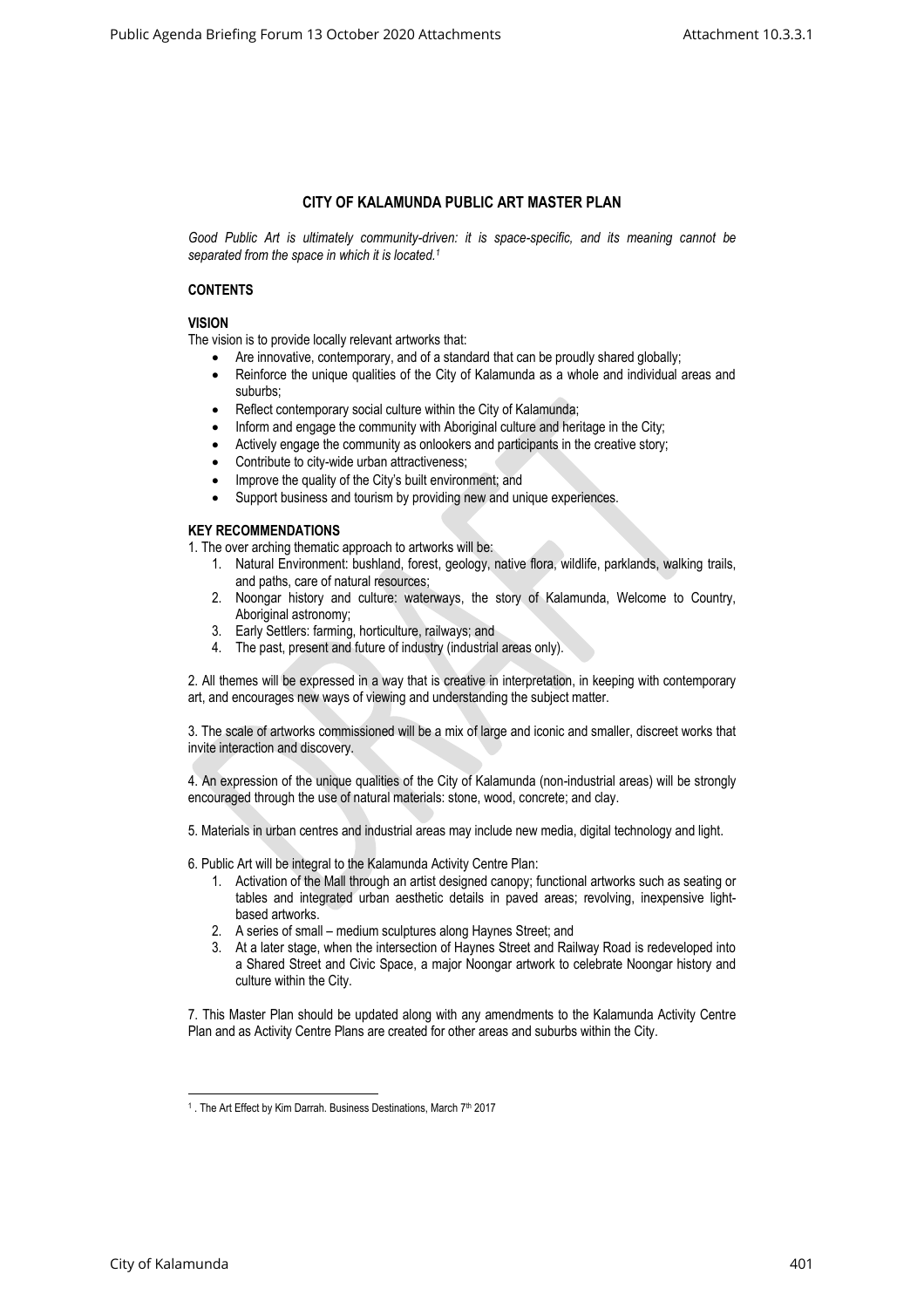# CITY OF KALAMUNDA PUBLIC ART MASTER PLAN

*Good Public Art is ultimately community-driven: it is space-specific, and its meaning cannot be separated from the space in which it is located.*[1]

## CONTENTS

## VISION

The vision is to provide locally relevant artworks that:

- Are innovative, contemporary, and of a standard that can be proudly shared globally;
- Reinforce the unique qualities of the City of Kalamunda as a whole and individual areas and suburbs;
- Reflect contemporary social culture within the City of Kalamunda;
- Inform and engage the community with Aboriginal culture and heritage in the City;
- Actively engage the community as onlookers and participants in the creative story;
- Contribute to city-wide urban attractiveness;
- Improve the quality of the City's built environment; and
- Support business and tourism by providing new and unique experiences.

## KEY RECOMMENDATIONS

1. The over arching thematic approach to artworks will be:
   1. Natural Environment: bushland, forest, geology, native flora, wildlife, parklands, walking trails, and paths, care of natural resources;
   2. Noongar history and culture: waterways, the story of Kalamunda, Welcome to Country, Aboriginal astronomy;
   3. Early Settlers: farming, horticulture, railways; and
   4. The past, present and future of industry (industrial areas only).

2. All themes will be expressed in a way that is creative in interpretation, in keeping with contemporary art, and encourages new ways of viewing and understanding the subject matter.

3. The scale of artworks commissioned will be a mix of large and iconic and smaller, discreet works that invite interaction and discovery.

4. An expression of the unique qualities of the City of Kalamunda (non-industrial areas) will be strongly encouraged through the use of natural materials: stone, wood, concrete; and clay.

5. Materials in urban centres and industrial areas may include new media, digital technology and light.

6. Public Art will be integral to the Kalamunda Activity Centre Plan:
   1. Activation of the Mall through an artist designed canopy; functional artworks such as seating or tables and integrated urban aesthetic details in paved areas; revolving, inexpensive light-based artworks.
   2. A series of small – medium sculptures along Haynes Street; and
   3. At a later stage, when the intersection of Haynes Street and Railway Road is redeveloped into a Shared Street and Civic Space, a major Noongar artwork to celebrate Noongar history and culture within the City.

7. This Master Plan should be updated along with any amendments to the Kalamunda Activity Centre Plan and as Activity Centre Plans are created for other areas and suburbs within the City.

---

[1] . The Art Effect by Kim Darrah. Business Destinations, March 7th 2017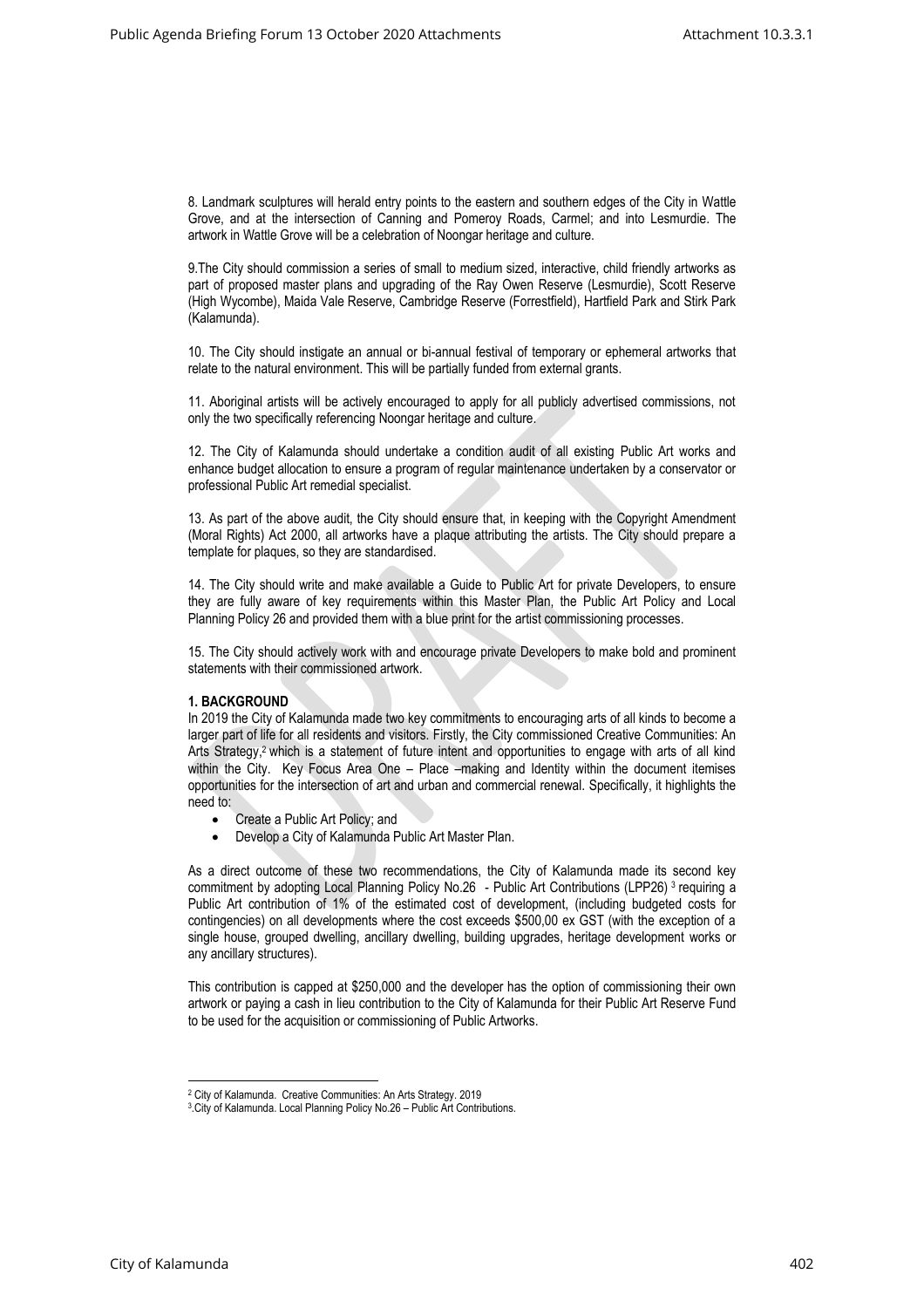8. Landmark sculptures will herald entry points to the eastern and southern edges of the City in Wattle Grove, and at the intersection of Canning and Pomeroy Roads, Carmel; and into Lesmurdie. The artwork in Wattle Grove will be a celebration of Noongar heritage and culture.

9.The City should commission a series of small to medium sized, interactive, child friendly artworks as part of proposed master plans and upgrading of the Ray Owen Reserve (Lesmurdie), Scott Reserve (High Wycombe), Maida Vale Reserve, Cambridge Reserve (Forrestfield), Hartfield Park and Stirk Park (Kalamunda).

10. The City should instigate an annual or bi-annual festival of temporary or ephemeral artworks that relate to the natural environment. This will be partially funded from external grants.

11. Aboriginal artists will be actively encouraged to apply for all publicly advertised commissions, not only the two specifically referencing Noongar heritage and culture.

12. The City of Kalamunda should undertake a condition audit of all existing Public Art works and enhance budget allocation to ensure a program of regular maintenance undertaken by a conservator or professional Public Art remedial specialist.

13. As part of the above audit, the City should ensure that, in keeping with the Copyright Amendment (Moral Rights) Act 2000, all artworks have a plaque attributing the artists. The City should prepare a template for plaques, so they are standardised.

14. The City should write and make available a Guide to Public Art for private Developers, to ensure they are fully aware of key requirements within this Master Plan, the Public Art Policy and Local Planning Policy 26 and provided them with a blue print for the artist commissioning processes.

15. The City should actively work with and encourage private Developers to make bold and prominent statements with their commissioned artwork.

**1. BACKGROUND**

In 2019 the City of Kalamunda made two key commitments to encouraging arts of all kinds to become a larger part of life for all residents and visitors. Firstly, the City commissioned Creative Communities: An Arts Strategy,[2] which is a statement of future intent and opportunities to engage with arts of all kind within the City. Key Focus Area One – Place –making and Identity within the document itemises opportunities for the intersection of art and urban and commercial renewal. Specifically, it highlights the need to:

- Create a Public Art Policy; and
- Develop a City of Kalamunda Public Art Master Plan.

As a direct outcome of these two recommendations, the City of Kalamunda made its second key commitment by adopting Local Planning Policy No.26 - Public Art Contributions (LPP26) [3] requiring a Public Art contribution of 1% of the estimated cost of development, (including budgeted costs for contingencies) on all developments where the cost exceeds $500,00 ex GST (with the exception of a single house, grouped dwelling, ancillary dwelling, building upgrades, heritage development works or any ancillary structures).

This contribution is capped at $250,000 and the developer has the option of commissioning their own artwork or paying a cash in lieu contribution to the City of Kalamunda for their Public Art Reserve Fund to be used for the acquisition or commissioning of Public Artworks.

[2] City of Kalamunda. Creative Communities: An Arts Strategy. 2019

[3] City of Kalamunda. Local Planning Policy No.26 – Public Art Contributions.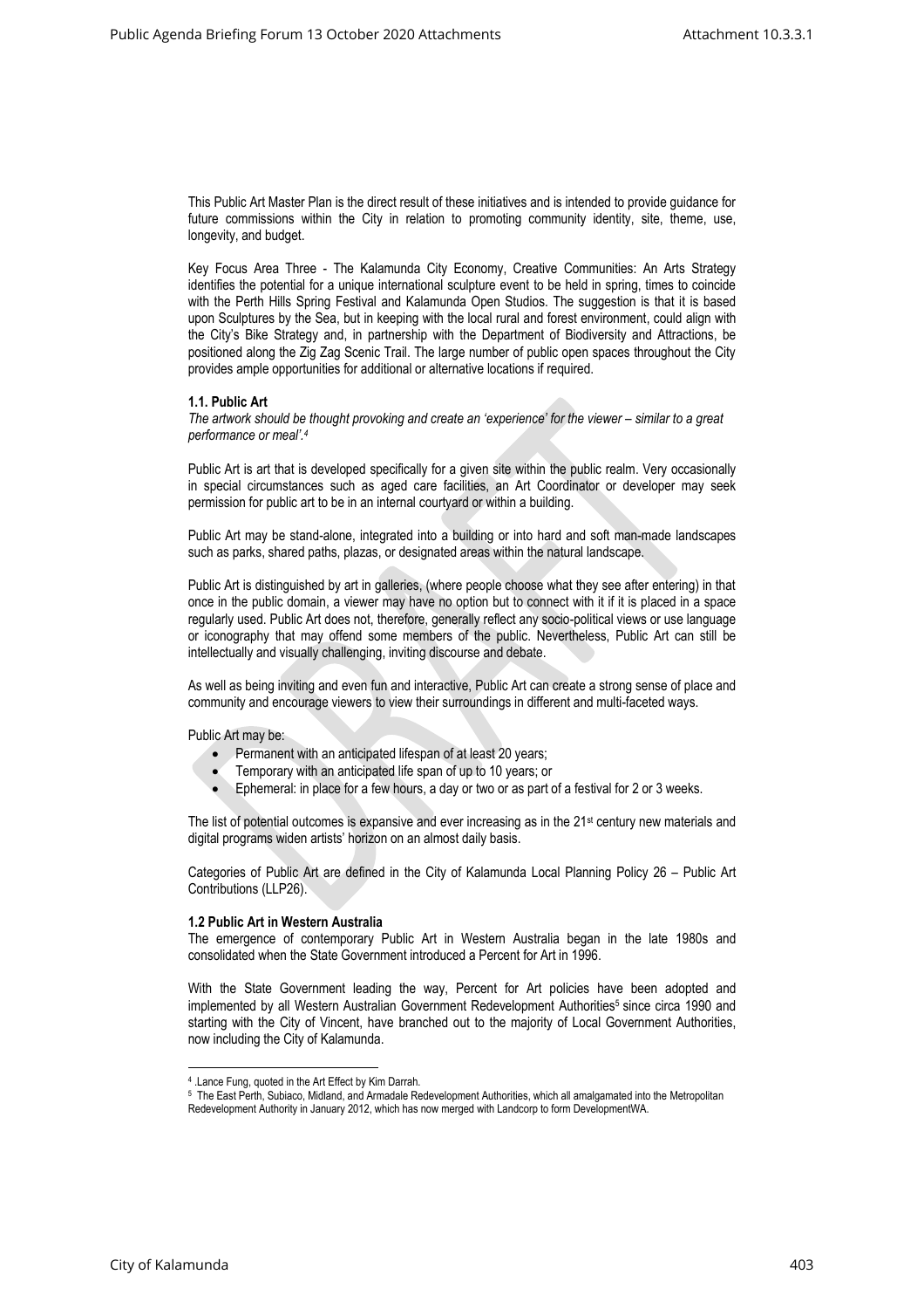This Public Art Master Plan is the direct result of these initiatives and is intended to provide guidance for future commissions within the City in relation to promoting community identity, site, theme, use, longevity, and budget.

Key Focus Area Three - The Kalamunda City Economy, Creative Communities: An Arts Strategy identifies the potential for a unique international sculpture event to be held in spring, times to coincide with the Perth Hills Spring Festival and Kalamunda Open Studios. The suggestion is that it is based upon Sculptures by the Sea, but in keeping with the local rural and forest environment, could align with the City's Bike Strategy and, in partnership with the Department of Biodiversity and Attractions, be positioned along the Zig Zag Scenic Trail. The large number of public open spaces throughout the City provides ample opportunities for additional or alternative locations if required.

**1.1. Public Art**

*The artwork should be thought provoking and create an 'experience' for the viewer – similar to a great performance or meal'.*[4]

Public Art is art that is developed specifically for a given site within the public realm. Very occasionally in special circumstances such as aged care facilities, an Art Coordinator or developer may seek permission for public art to be in an internal courtyard or within a building.

Public Art may be stand-alone, integrated into a building or into hard and soft man-made landscapes such as parks, shared paths, plazas, or designated areas within the natural landscape.

Public Art is distinguished by art in galleries, (where people choose what they see after entering) in that once in the public domain, a viewer may have no option but to connect with it if it is placed in a space regularly used. Public Art does not, therefore, generally reflect any socio-political views or use language or iconography that may offend some members of the public. Nevertheless, Public Art can still be intellectually and visually challenging, inviting discourse and debate.

As well as being inviting and even fun and interactive, Public Art can create a strong sense of place and community and encourage viewers to view their surroundings in different and multi-faceted ways.

Public Art may be:

- Permanent with an anticipated lifespan of at least 20 years;
- Temporary with an anticipated life span of up to 10 years; or
- Ephemeral: in place for a few hours, a day or two or as part of a festival for 2 or 3 weeks.

The list of potential outcomes is expansive and ever increasing as in the 21st century new materials and digital programs widen artists' horizon on an almost daily basis.

Categories of Public Art are defined in the City of Kalamunda Local Planning Policy 26 – Public Art Contributions (LLP26).

**1.2 Public Art in Western Australia**

The emergence of contemporary Public Art in Western Australia began in the late 1980s and consolidated when the State Government introduced a Percent for Art in 1996.

With the State Government leading the way, Percent for Art policies have been adopted and implemented by all Western Australian Government Redevelopment Authorities[5] since circa 1990 and starting with the City of Vincent, have branched out to the majority of Local Government Authorities, now including the City of Kalamunda.

---

[4] .Lance Fung, quoted in the Art Effect by Kim Darrah.

[5] The East Perth, Subiaco, Midland, and Armadale Redevelopment Authorities, which all amalgamated into the Metropolitan Redevelopment Authority in January 2012, which has now merged with Landcorp to form DevelopmentWA.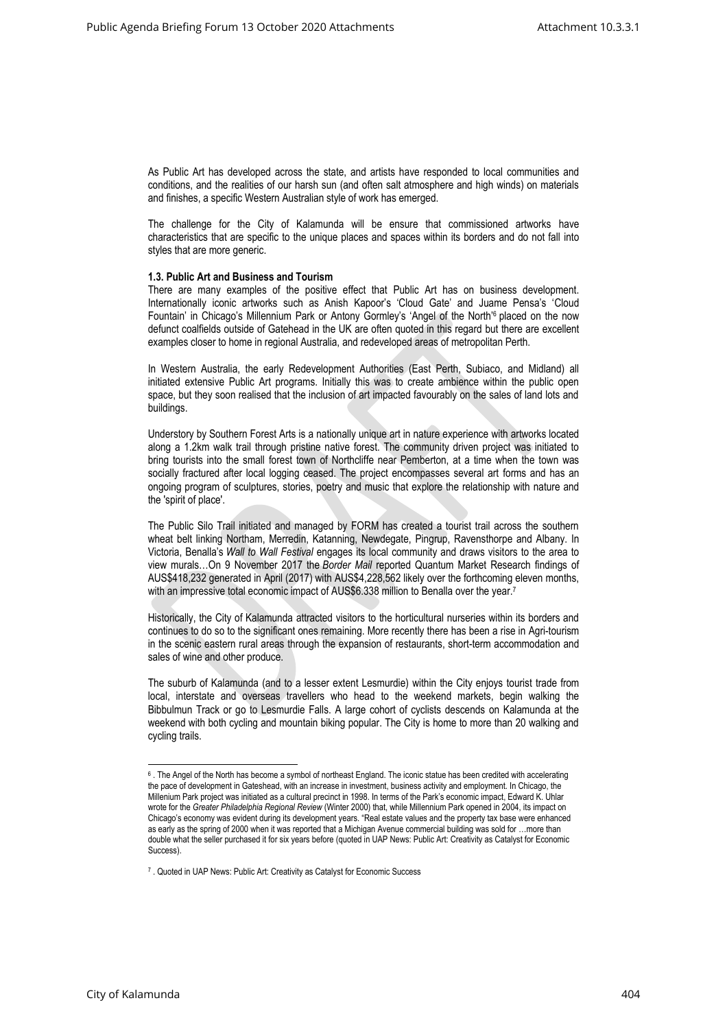As Public Art has developed across the state, and artists have responded to local communities and conditions, and the realities of our harsh sun (and often salt atmosphere and high winds) on materials and finishes, a specific Western Australian style of work has emerged.

The challenge for the City of Kalamunda will be ensure that commissioned artworks have characteristics that are specific to the unique places and spaces within its borders and do not fall into styles that are more generic.

**1.3. Public Art and Business and Tourism**

There are many examples of the positive effect that Public Art has on business development. Internationally iconic artworks such as Anish Kapoor's 'Cloud Gate' and Juame Pensa's 'Cloud Fountain' in Chicago's Millennium Park or Antony Gormley's 'Angel of the North'[6] placed on the now defunct coalfields outside of Gatehead in the UK are often quoted in this regard but there are excellent examples closer to home in regional Australia, and redeveloped areas of metropolitan Perth.

In Western Australia, the early Redevelopment Authorities (East Perth, Subiaco, and Midland) all initiated extensive Public Art programs. Initially this was to create ambience within the public open space, but they soon realised that the inclusion of art impacted favourably on the sales of land lots and buildings.

Understory by Southern Forest Arts is a nationally unique art in nature experience with artworks located along a 1.2km walk trail through pristine native forest. The community driven project was initiated to bring tourists into the small forest town of Northcliffe near Pemberton, at a time when the town was socially fractured after local logging ceased. The project encompasses several art forms and has an ongoing program of sculptures, stories, poetry and music that explore the relationship with nature and the 'spirit of place'.

The Public Silo Trail initiated and managed by FORM has created a tourist trail across the southern wheat belt linking Northam, Merredin, Katanning, Newdegate, Pingrup, Ravensthorpe and Albany. In Victoria, Benalla's *Wall to Wall Festival* engages its local community and draws visitors to the area to view murals…On 9 November 2017 the *Border Mail* reported Quantum Market Research findings of AUS$418,232 generated in April (2017) with AUS$4,228,562 likely over the forthcoming eleven months, with an impressive total economic impact of AUS$6.338 million to Benalla over the year.[7]

Historically, the City of Kalamunda attracted visitors to the horticultural nurseries within its borders and continues to do so to the significant ones remaining. More recently there has been a rise in Agri-tourism in the scenic eastern rural areas through the expansion of restaurants, short-term accommodation and sales of wine and other produce.

The suburb of Kalamunda (and to a lesser extent Lesmurdie) within the City enjoys tourist trade from local, interstate and overseas travellers who head to the weekend markets, begin walking the Bibbulmun Track or go to Lesmurdie Falls. A large cohort of cyclists descends on Kalamunda at the weekend with both cycling and mountain biking popular. The City is home to more than 20 walking and cycling trails.

---

[6] . The Angel of the North has become a symbol of northeast England. The iconic statue has been credited with accelerating the pace of development in Gateshead, with an increase in investment, business activity and employment. In Chicago, the Millenium Park project was initiated as a cultural precinct in 1998. In terms of the Park's economic impact, Edward K. Uhlar wrote for the *Greater Philadelphia Regional Review* (Winter 2000) that, while Millennium Park opened in 2004, its impact on Chicago's economy was evident during its development years. "Real estate values and the property tax base were enhanced as early as the spring of 2000 when it was reported that a Michigan Avenue commercial building was sold for …more than double what the seller purchased it for six years before (quoted in UAP News: Public Art: Creativity as Catalyst for Economic Success).

[7] . Quoted in UAP News: Public Art: Creativity as Catalyst for Economic Success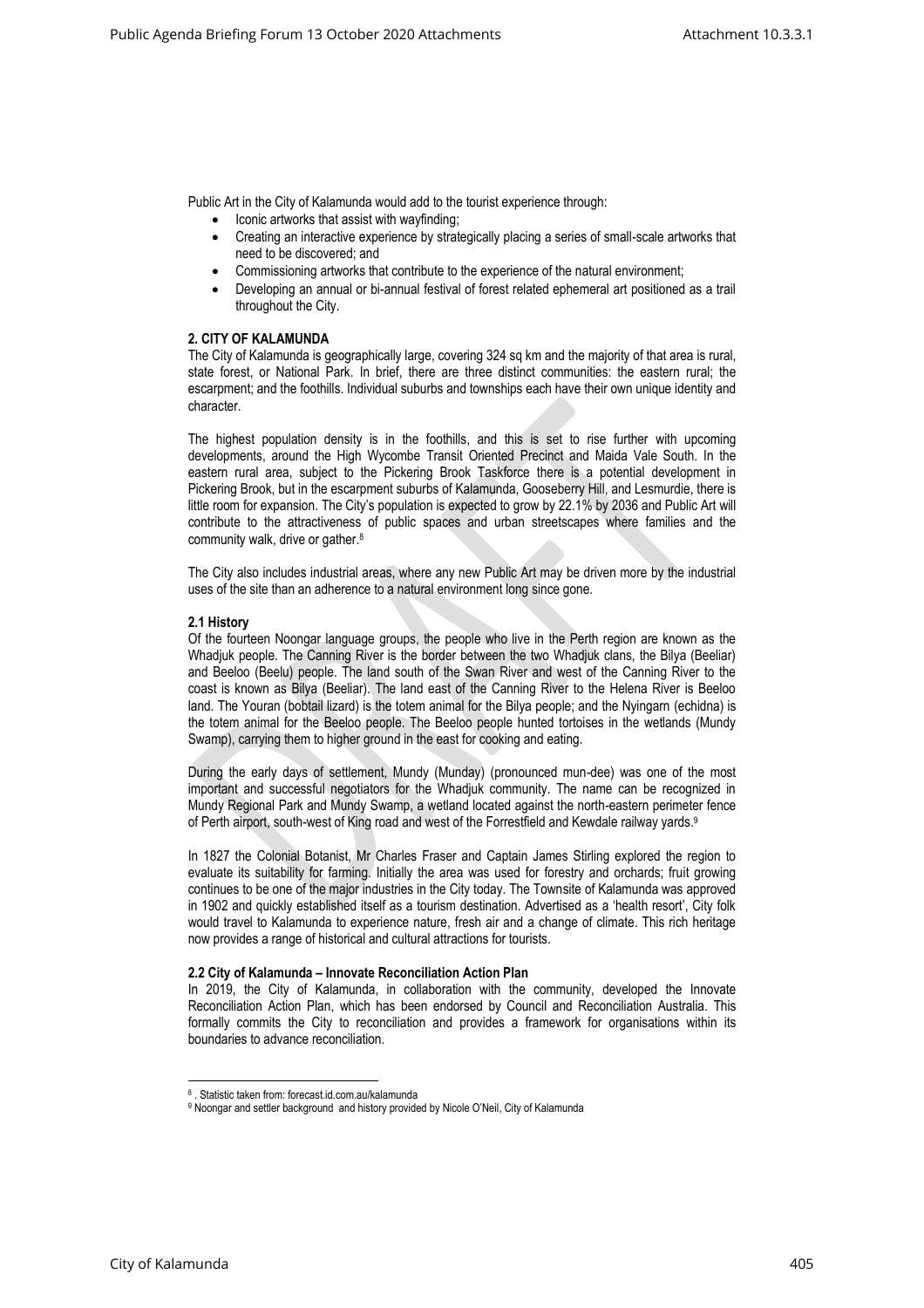Public Art in the City of Kalamunda would add to the tourist experience through:

- Iconic artworks that assist with wayfinding;
- Creating an interactive experience by strategically placing a series of small-scale artworks that need to be discovered; and
- Commissioning artworks that contribute to the experience of the natural environment;
- Developing an annual or bi-annual festival of forest related ephemeral art positioned as a trail throughout the City.

## 2. CITY OF KALAMUNDA

The City of Kalamunda is geographically large, covering 324 sq km and the majority of that area is rural, state forest, or National Park. In brief, there are three distinct communities: the eastern rural; the escarpment; and the foothills. Individual suburbs and townships each have their own unique identity and character.

The highest population density is in the foothills, and this is set to rise further with upcoming developments, around the High Wycombe Transit Oriented Precinct and Maida Vale South. In the eastern rural area, subject to the Pickering Brook Taskforce there is a potential development in Pickering Brook, but in the escarpment suburbs of Kalamunda, Gooseberry Hill, and Lesmurdie, there is little room for expansion. The City's population is expected to grow by 22.1% by 2036 and Public Art will contribute to the attractiveness of public spaces and urban streetscapes where families and the community walk, drive or gather.[8]

The City also includes industrial areas, where any new Public Art may be driven more by the industrial uses of the site than an adherence to a natural environment long since gone.

### 2.1 History

Of the fourteen Noongar language groups, the people who live in the Perth region are known as the Whadjuk people. The Canning River is the border between the two Whadjuk clans, the Bilya (Beeliar) and Beeloo (Beelu) people. The land south of the Swan River and west of the Canning River to the coast is known as Bilya (Beeliar). The land east of the Canning River to the Helena River is Beeloo land. The Youran (bobtail lizard) is the totem animal for the Bilya people; and the Nyingarn (echidna) is the totem animal for the Beeloo people. The Beeloo people hunted tortoises in the wetlands (Mundy Swamp), carrying them to higher ground in the east for cooking and eating.

During the early days of settlement, Mundy (Munday) (pronounced mun-dee) was one of the most important and successful negotiators for the Whadjuk community. The name can be recognized in Mundy Regional Park and Mundy Swamp, a wetland located against the north-eastern perimeter fence of Perth airport, south-west of King road and west of the Forrestfield and Kewdale railway yards.[9]

In 1827 the Colonial Botanist, Mr Charles Fraser and Captain James Stirling explored the region to evaluate its suitability for farming. Initially the area was used for forestry and orchards; fruit growing continues to be one of the major industries in the City today. The Townsite of Kalamunda was approved in 1902 and quickly established itself as a tourism destination. Advertised as a 'health resort', City folk would travel to Kalamunda to experience nature, fresh air and a change of climate. This rich heritage now provides a range of historical and cultural attractions for tourists.

### 2.2 City of Kalamunda – Innovate Reconciliation Action Plan

In 2019, the City of Kalamunda, in collaboration with the community, developed the Innovate Reconciliation Action Plan, which has been endorsed by Council and Reconciliation Australia. This formally commits the City to reconciliation and provides a framework for organisations within its boundaries to advance reconciliation.

---

[8] . Statistic taken from: forecast.id.com.au/kalamunda

[9] Noongar and settler background and history provided by Nicole O'Neil, City of Kalamunda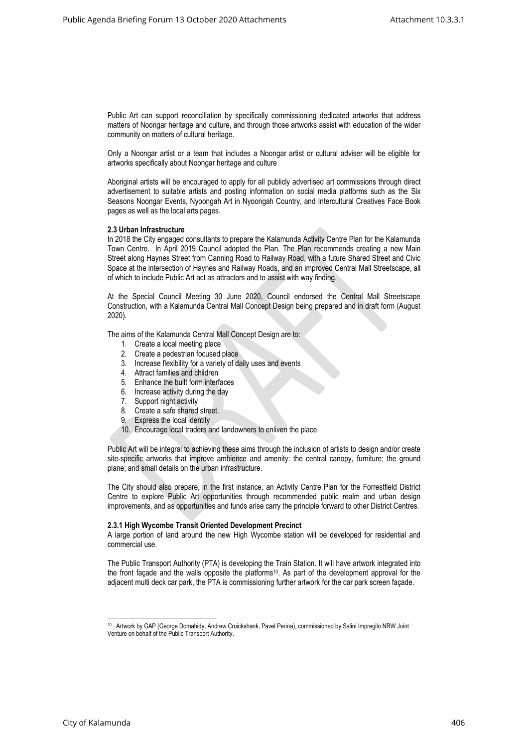Public Art can support reconciliation by specifically commissioning dedicated artworks that address matters of Noongar heritage and culture, and through those artworks assist with education of the wider community on matters of cultural heritage.

Only a Noongar artist or a team that includes a Noongar artist or cultural adviser will be eligible for artworks specifically about Noongar heritage and culture

Aboriginal artists will be encouraged to apply for all publicly advertised art commissions through direct advertisement to suitable artists and posting information on social media platforms such as the Six Seasons Noongar Events, Nyoongah Art in Nyoongah Country, and Intercultural Creatives Face Book pages as well as the local arts pages.

#### 2.3 Urban Infrastructure

In 2018 the City engaged consultants to prepare the Kalamunda Activity Centre Plan for the Kalamunda Town Centre. In April 2019 Council adopted the Plan. The Plan recommends creating a new Main Street along Haynes Street from Canning Road to Railway Road, with a future Shared Street and Civic Space at the intersection of Haynes and Railway Roads, and an improved Central Mall Streetscape, all of which to include Public Art act as attractors and to assist with way finding.

At the Special Council Meeting 30 June 2020, Council endorsed the Central Mall Streetscape Construction, with a Kalamunda Central Mall Concept Design being prepared and in draft form (August 2020).

The aims of the Kalamunda Central Mall Concept Design are to:

1. Create a local meeting place
2. Create a pedestrian focused place
3. Increase flexibility for a variety of daily uses and events
4. Attract families and children
5. Enhance the built form interfaces
6. Increase activity during the day
7. Support night activity
8. Create a safe shared street.
9. Express the local identity
10. Encourage local traders and landowners to enliven the place

Public Art will be integral to achieving these aims through the inclusion of artists to design and/or create site-specific artworks that improve ambience and amenity: the central canopy, furniture; the ground plane; and small details on the urban infrastructure.

The City should also prepare, in the first instance, an Activity Centre Plan for the Forrestfield District Centre to explore Public Art opportunities through recommended public realm and urban design improvements, and as opportunities and funds arise carry the principle forward to other District Centres.

#### 2.3.1 High Wycombe Transit Oriented Development Precinct

A large portion of land around the new High Wycombe station will be developed for residential and commercial use.

The Public Transport Authority (PTA) is developing the Train Station. It will have artwork integrated into the front façade and the walls opposite the platforms[10]. As part of the development approval for the adjacent multi deck car park, the PTA is commissioning further artwork for the car park screen façade.

---

[10] . Artwork by GAP (George Domahidy, Andrew Cruickshank, Pavel Perina), commissioned by Salini Impregilo NRW Joint Venture on behalf of the Public Transport Authority.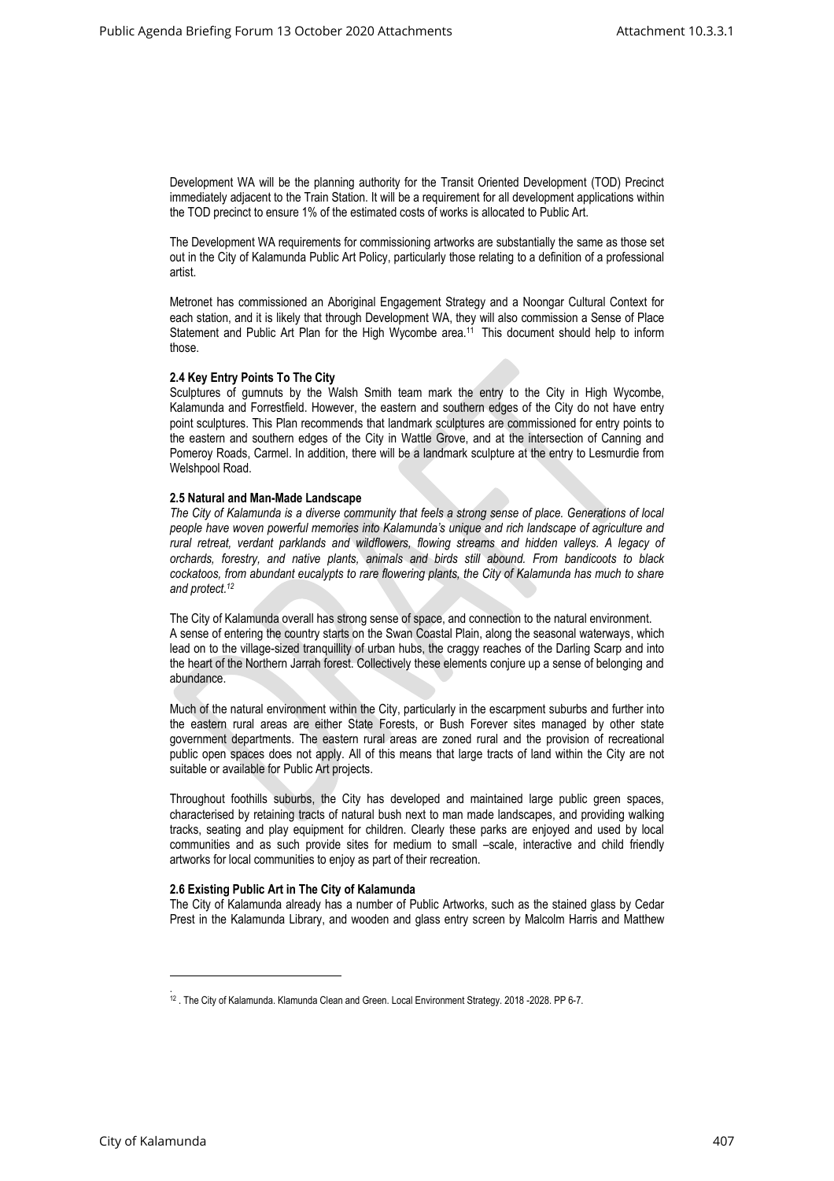Development WA will be the planning authority for the Transit Oriented Development (TOD) Precinct immediately adjacent to the Train Station. It will be a requirement for all development applications within the TOD precinct to ensure 1% of the estimated costs of works is allocated to Public Art.

The Development WA requirements for commissioning artworks are substantially the same as those set out in the City of Kalamunda Public Art Policy, particularly those relating to a definition of a professional artist.

Metronet has commissioned an Aboriginal Engagement Strategy and a Noongar Cultural Context for each station, and it is likely that through Development WA, they will also commission a Sense of Place Statement and Public Art Plan for the High Wycombe area.[11] This document should help to inform those.

**2.4 Key Entry Points To The City**

Sculptures of gumnuts by the Walsh Smith team mark the entry to the City in High Wycombe, Kalamunda and Forrestfield. However, the eastern and southern edges of the City do not have entry point sculptures. This Plan recommends that landmark sculptures are commissioned for entry points to the eastern and southern edges of the City in Wattle Grove, and at the intersection of Canning and Pomeroy Roads, Carmel. In addition, there will be a landmark sculpture at the entry to Lesmurdie from Welshpool Road.

**2.5 Natural and Man-Made Landscape**

*The City of Kalamunda is a diverse community that feels a strong sense of place. Generations of local people have woven powerful memories into Kalamunda's unique and rich landscape of agriculture and rural retreat, verdant parklands and wildflowers, flowing streams and hidden valleys. A legacy of orchards, forestry, and native plants, animals and birds still abound. From bandicoots to black cockatoos, from abundant eucalypts to rare flowering plants, the City of Kalamunda has much to share and protect.*[12]

The City of Kalamunda overall has strong sense of space, and connection to the natural environment. A sense of entering the country starts on the Swan Coastal Plain, along the seasonal waterways, which lead on to the village-sized tranquillity of urban hubs, the craggy reaches of the Darling Scarp and into the heart of the Northern Jarrah forest. Collectively these elements conjure up a sense of belonging and abundance.

Much of the natural environment within the City, particularly in the escarpment suburbs and further into the eastern rural areas are either State Forests, or Bush Forever sites managed by other state government departments. The eastern rural areas are zoned rural and the provision of recreational public open spaces does not apply. All of this means that large tracts of land within the City are not suitable or available for Public Art projects.

Throughout foothills suburbs, the City has developed and maintained large public green spaces, characterised by retaining tracts of natural bush next to man made landscapes, and providing walking tracks, seating and play equipment for children. Clearly these parks are enjoyed and used by local communities and as such provide sites for medium to small –scale, interactive and child friendly artworks for local communities to enjoy as part of their recreation.

**2.6 Existing Public Art in The City of Kalamunda**

The City of Kalamunda already has a number of Public Artworks, such as the stained glass by Cedar Prest in the Kalamunda Library, and wooden and glass entry screen by Malcolm Harris and Matthew

---

[12] . The City of Kalamunda. Klamunda Clean and Green. Local Environment Strategy. 2018 -2028. PP 6-7.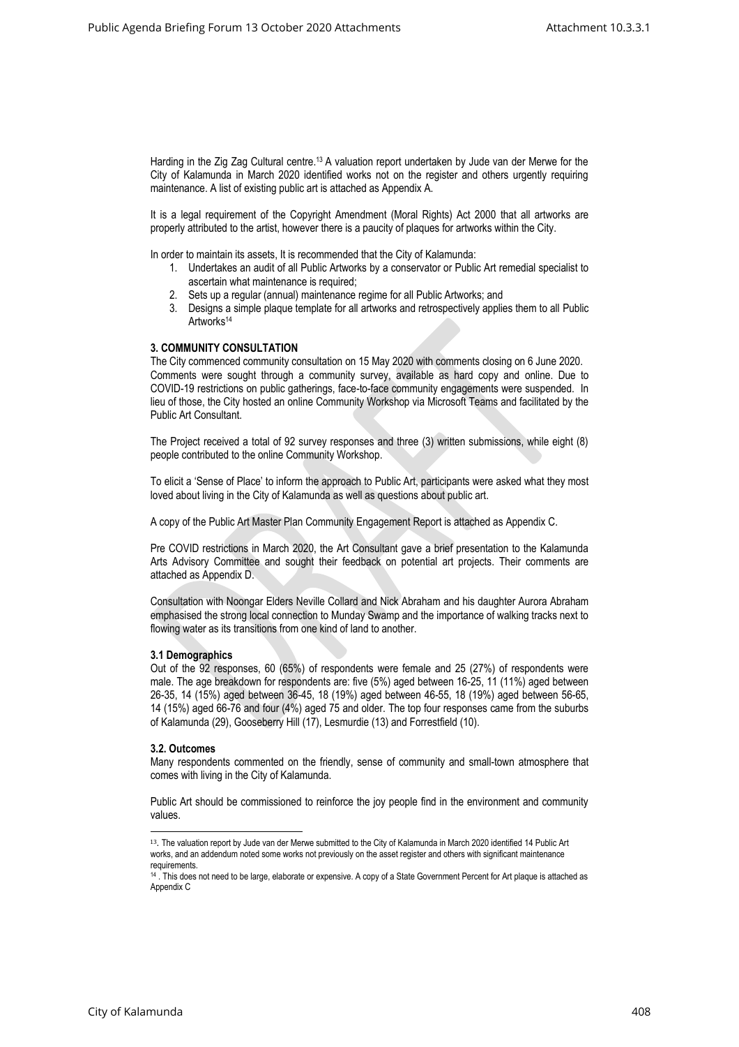Harding in the Zig Zag Cultural centre.[13] A valuation report undertaken by Jude van der Merwe for the City of Kalamunda in March 2020 identified works not on the register and others urgently requiring maintenance. A list of existing public art is attached as Appendix A.

It is a legal requirement of the Copyright Amendment (Moral Rights) Act 2000 that all artworks are properly attributed to the artist, however there is a paucity of plaques for artworks within the City.

In order to maintain its assets, It is recommended that the City of Kalamunda:

1. Undertakes an audit of all Public Artworks by a conservator or Public Art remedial specialist to ascertain what maintenance is required;
2. Sets up a regular (annual) maintenance regime for all Public Artworks; and
3. Designs a simple plaque template for all artworks and retrospectively applies them to all Public Artworks[14]

**3. COMMUNITY CONSULTATION**

The City commenced community consultation on 15 May 2020 with comments closing on 6 June 2020. Comments were sought through a community survey, available as hard copy and online. Due to COVID-19 restrictions on public gatherings, face-to-face community engagements were suspended. In lieu of those, the City hosted an online Community Workshop via Microsoft Teams and facilitated by the Public Art Consultant.

The Project received a total of 92 survey responses and three (3) written submissions, while eight (8) people contributed to the online Community Workshop.

To elicit a 'Sense of Place' to inform the approach to Public Art, participants were asked what they most loved about living in the City of Kalamunda as well as questions about public art.

A copy of the Public Art Master Plan Community Engagement Report is attached as Appendix C.

Pre COVID restrictions in March 2020, the Art Consultant gave a brief presentation to the Kalamunda Arts Advisory Committee and sought their feedback on potential art projects. Their comments are attached as Appendix D.

Consultation with Noongar Elders Neville Collard and Nick Abraham and his daughter Aurora Abraham emphasised the strong local connection to Munday Swamp and the importance of walking tracks next to flowing water as its transitions from one kind of land to another.

**3.1 Demographics**

Out of the 92 responses, 60 (65%) of respondents were female and 25 (27%) of respondents were male. The age breakdown for respondents are: five (5%) aged between 16-25, 11 (11%) aged between 26-35, 14 (15%) aged between 36-45, 18 (19%) aged between 46-55, 18 (19%) aged between 56-65, 14 (15%) aged 66-76 and four (4%) aged 75 and older. The top four responses came from the suburbs of Kalamunda (29), Gooseberry Hill (17), Lesmurdie (13) and Forrestfield (10).

**3.2. Outcomes**

Many respondents commented on the friendly, sense of community and small-town atmosphere that comes with living in the City of Kalamunda.

Public Art should be commissioned to reinforce the joy people find in the environment and community values.

---

[13]. The valuation report by Jude van der Merwe submitted to the City of Kalamunda in March 2020 identified 14 Public Art works, and an addendum noted some works not previously on the asset register and others with significant maintenance requirements.

[14] . This does not need to be large, elaborate or expensive. A copy of a State Government Percent for Art plaque is attached as Appendix C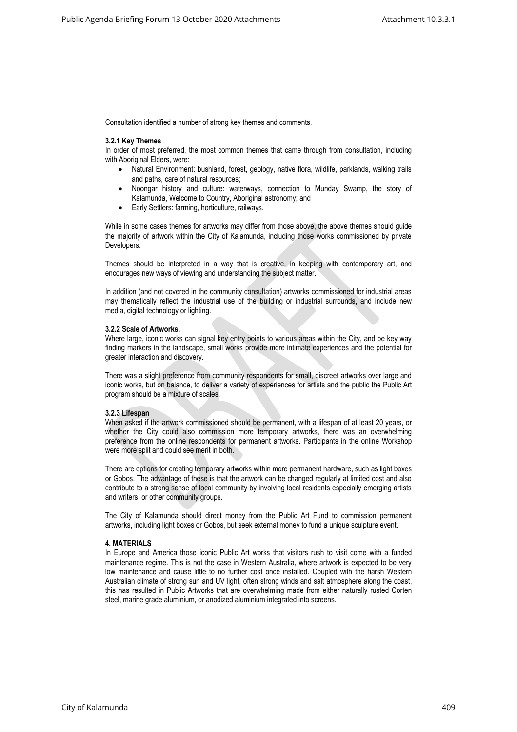Consultation identified a number of strong key themes and comments.

### 3.2.1 Key Themes

In order of most preferred, the most common themes that came through from consultation, including with Aboriginal Elders, were:

- Natural Environment: bushland, forest, geology, native flora, wildlife, parklands, walking trails and paths, care of natural resources;
- Noongar history and culture: waterways, connection to Munday Swamp, the story of Kalamunda, Welcome to Country, Aboriginal astronomy; and
- Early Settlers: farming, horticulture, railways.

While in some cases themes for artworks may differ from those above, the above themes should guide the majority of artwork within the City of Kalamunda, including those works commissioned by private Developers.

Themes should be interpreted in a way that is creative, in keeping with contemporary art, and encourages new ways of viewing and understanding the subject matter.

In addition (and not covered in the community consultation) artworks commissioned for industrial areas may thematically reflect the industrial use of the building or industrial surrounds, and include new media, digital technology or lighting.

### 3.2.2 Scale of Artworks.

Where large, iconic works can signal key entry points to various areas within the City, and be key way finding markers in the landscape, small works provide more intimate experiences and the potential for greater interaction and discovery.

There was a slight preference from community respondents for small, discreet artworks over large and iconic works, but on balance, to deliver a variety of experiences for artists and the public the Public Art program should be a mixture of scales.

### 3.2.3 Lifespan

When asked if the artwork commissioned should be permanent, with a lifespan of at least 20 years, or whether the City could also commission more temporary artworks, there was an overwhelming preference from the online respondents for permanent artworks. Participants in the online Workshop were more split and could see merit in both.

There are options for creating temporary artworks within more permanent hardware, such as light boxes or Gobos. The advantage of these is that the artwork can be changed regularly at limited cost and also contribute to a strong sense of local community by involving local residents especially emerging artists and writers, or other community groups.

The City of Kalamunda should direct money from the Public Art Fund to commission permanent artworks, including light boxes or Gobos, but seek external money to fund a unique sculpture event.

## 4. MATERIALS

In Europe and America those iconic Public Art works that visitors rush to visit come with a funded maintenance regime. This is not the case in Western Australia, where artwork is expected to be very low maintenance and cause little to no further cost once installed. Coupled with the harsh Western Australian climate of strong sun and UV light, often strong winds and salt atmosphere along the coast, this has resulted in Public Artworks that are overwhelming made from either naturally rusted Corten steel, marine grade aluminium, or anodized aluminium integrated into screens.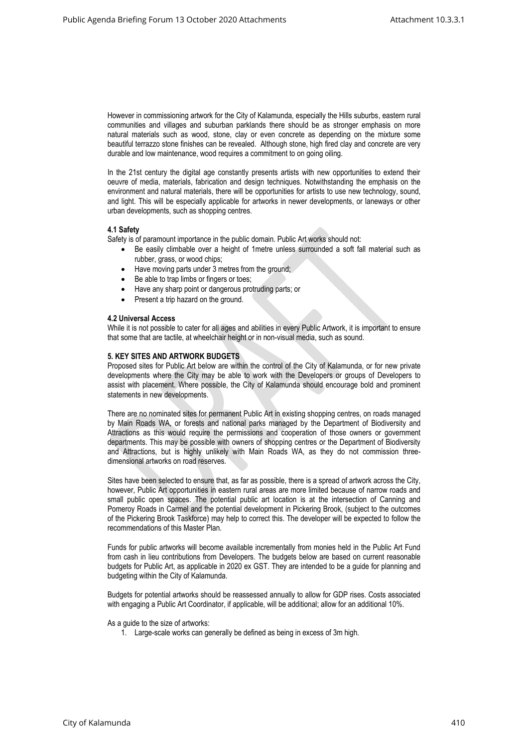However in commissioning artwork for the City of Kalamunda, especially the Hills suburbs, eastern rural communities and villages and suburban parklands there should be as stronger emphasis on more natural materials such as wood, stone, clay or even concrete as depending on the mixture some beautiful terrazzo stone finishes can be revealed. Although stone, high fired clay and concrete are very durable and low maintenance, wood requires a commitment to on going oiling.

In the 21st century the digital age constantly presents artists with new opportunities to extend their oeuvre of media, materials, fabrication and design techniques. Notwithstanding the emphasis on the environment and natural materials, there will be opportunities for artists to use new technology, sound, and light. This will be especially applicable for artworks in newer developments, or laneways or other urban developments, such as shopping centres.

#### 4.1 Safety

Safety is of paramount importance in the public domain. Public Art works should not:

- Be easily climbable over a height of 1metre unless surrounded a soft fall material such as rubber, grass, or wood chips;
- Have moving parts under 3 metres from the ground;
- Be able to trap limbs or fingers or toes;
- Have any sharp point or dangerous protruding parts; or
- Present a trip hazard on the ground.

#### 4.2 Universal Access

While it is not possible to cater for all ages and abilities in every Public Artwork, it is important to ensure that some that are tactile, at wheelchair height or in non-visual media, such as sound.

### 5. KEY SITES AND ARTWORK BUDGETS

Proposed sites for Public Art below are within the control of the City of Kalamunda, or for new private developments where the City may be able to work with the Developers or groups of Developers to assist with placement. Where possible, the City of Kalamunda should encourage bold and prominent statements in new developments.

There are no nominated sites for permanent Public Art in existing shopping centres, on roads managed by Main Roads WA, or forests and national parks managed by the Department of Biodiversity and Attractions as this would require the permissions and cooperation of those owners or government departments. This may be possible with owners of shopping centres or the Department of Biodiversity and Attractions, but is highly unlikely with Main Roads WA, as they do not commission three-dimensional artworks on road reserves.

Sites have been selected to ensure that, as far as possible, there is a spread of artwork across the City, however, Public Art opportunities in eastern rural areas are more limited because of narrow roads and small public open spaces. The potential public art location is at the intersection of Canning and Pomeroy Roads in Carmel and the potential development in Pickering Brook, (subject to the outcomes of the Pickering Brook Taskforce) may help to correct this. The developer will be expected to follow the recommendations of this Master Plan.

Funds for public artworks will become available incrementally from monies held in the Public Art Fund from cash in lieu contributions from Developers. The budgets below are based on current reasonable budgets for Public Art, as applicable in 2020 ex GST. They are intended to be a guide for planning and budgeting within the City of Kalamunda.

Budgets for potential artworks should be reassessed annually to allow for GDP rises. Costs associated with engaging a Public Art Coordinator, if applicable, will be additional; allow for an additional 10%.

As a guide to the size of artworks:

1. Large-scale works can generally be defined as being in excess of 3m high.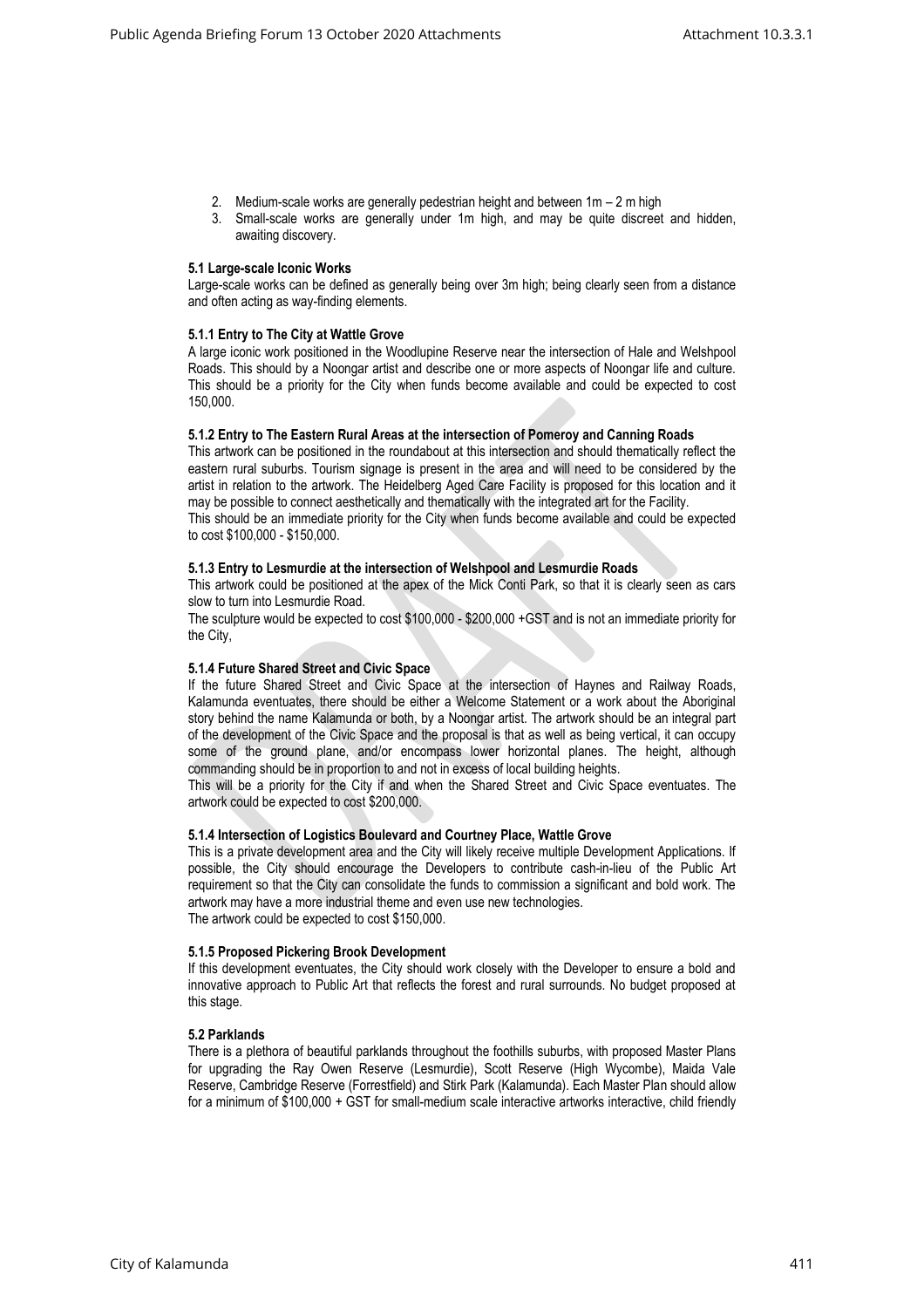2. Medium-scale works are generally pedestrian height and between 1m – 2 m high
3. Small-scale works are generally under 1m high, and may be quite discreet and hidden, awaiting discovery.

**5.1 Large-scale Iconic Works**

Large-scale works can be defined as generally being over 3m high; being clearly seen from a distance and often acting as way-finding elements.

**5.1.1 Entry to The City at Wattle Grove**

A large iconic work positioned in the Woodlupine Reserve near the intersection of Hale and Welshpool Roads. This should by a Noongar artist and describe one or more aspects of Noongar life and culture. This should be a priority for the City when funds become available and could be expected to cost 150,000.

**5.1.2 Entry to The Eastern Rural Areas at the intersection of Pomeroy and Canning Roads**

This artwork can be positioned in the roundabout at this intersection and should thematically reflect the eastern rural suburbs. Tourism signage is present in the area and will need to be considered by the artist in relation to the artwork. The Heidelberg Aged Care Facility is proposed for this location and it may be possible to connect aesthetically and thematically with the integrated art for the Facility.
This should be an immediate priority for the City when funds become available and could be expected to cost $100,000 - $150,000.

**5.1.3 Entry to Lesmurdie at the intersection of Welshpool and Lesmurdie Roads**

This artwork could be positioned at the apex of the Mick Conti Park, so that it is clearly seen as cars slow to turn into Lesmurdie Road.
The sculpture would be expected to cost $100,000 - $200,000 +GST and is not an immediate priority for the City,

**5.1.4 Future Shared Street and Civic Space**

If the future Shared Street and Civic Space at the intersection of Haynes and Railway Roads, Kalamunda eventuates, there should be either a Welcome Statement or a work about the Aboriginal story behind the name Kalamunda or both, by a Noongar artist. The artwork should be an integral part of the development of the Civic Space and the proposal is that as well as being vertical, it can occupy some of the ground plane, and/or encompass lower horizontal planes. The height, although commanding should be in proportion to and not in excess of local building heights.
This will be a priority for the City if and when the Shared Street and Civic Space eventuates. The artwork could be expected to cost $200,000.

**5.1.4 Intersection of Logistics Boulevard and Courtney Place, Wattle Grove**

This is a private development area and the City will likely receive multiple Development Applications. If possible, the City should encourage the Developers to contribute cash-in-lieu of the Public Art requirement so that the City can consolidate the funds to commission a significant and bold work. The artwork may have a more industrial theme and even use new technologies.
The artwork could be expected to cost $150,000.

**5.1.5 Proposed Pickering Brook Development**

If this development eventuates, the City should work closely with the Developer to ensure a bold and innovative approach to Public Art that reflects the forest and rural surrounds. No budget proposed at this stage.

**5.2 Parklands**

There is a plethora of beautiful parklands throughout the foothills suburbs, with proposed Master Plans for upgrading the Ray Owen Reserve (Lesmurdie), Scott Reserve (High Wycombe), Maida Vale Reserve, Cambridge Reserve (Forrestfield) and Stirk Park (Kalamunda). Each Master Plan should allow for a minimum of $100,000 + GST for small-medium scale interactive artworks interactive, child friendly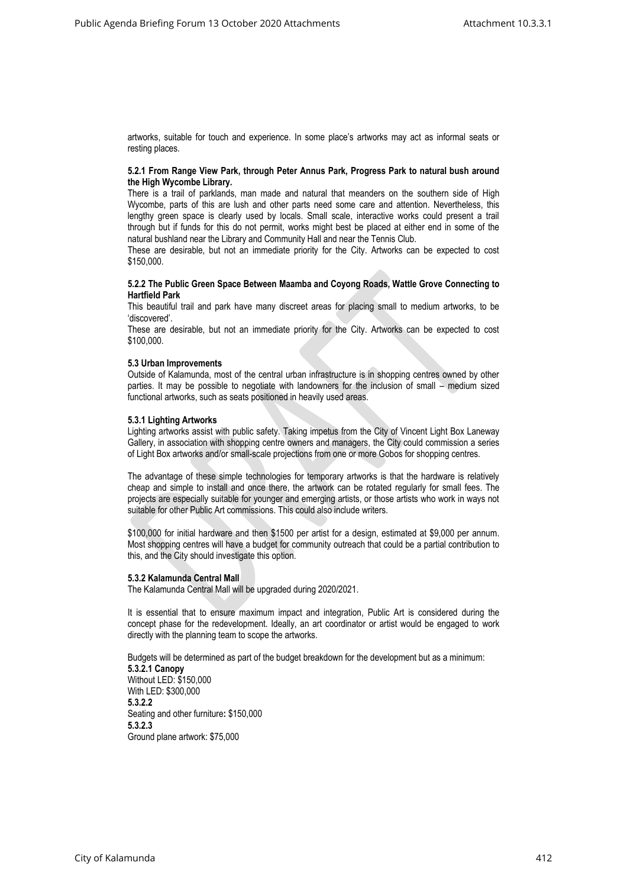artworks, suitable for touch and experience. In some place's artworks may act as informal seats or resting places.

**5.2.1 From Range View Park, through Peter Annus Park, Progress Park to natural bush around the High Wycombe Library.**

There is a trail of parklands, man made and natural that meanders on the southern side of High Wycombe, parts of this are lush and other parts need some care and attention. Nevertheless, this lengthy green space is clearly used by locals. Small scale, interactive works could present a trail through but if funds for this do not permit, works might best be placed at either end in some of the natural bushland near the Library and Community Hall and near the Tennis Club.

These are desirable, but not an immediate priority for the City. Artworks can be expected to cost $150,000.

**5.2.2 The Public Green Space Between Maamba and Coyong Roads, Wattle Grove Connecting to Hartfield Park**

This beautiful trail and park have many discreet areas for placing small to medium artworks, to be 'discovered'.

These are desirable, but not an immediate priority for the City. Artworks can be expected to cost $100,000.

**5.3 Urban Improvements**

Outside of Kalamunda, most of the central urban infrastructure is in shopping centres owned by other parties. It may be possible to negotiate with landowners for the inclusion of small – medium sized functional artworks, such as seats positioned in heavily used areas.

**5.3.1 Lighting Artworks**

Lighting artworks assist with public safety. Taking impetus from the City of Vincent Light Box Laneway Gallery, in association with shopping centre owners and managers, the City could commission a series of Light Box artworks and/or small-scale projections from one or more Gobos for shopping centres.

The advantage of these simple technologies for temporary artworks is that the hardware is relatively cheap and simple to install and once there, the artwork can be rotated regularly for small fees. The projects are especially suitable for younger and emerging artists, or those artists who work in ways not suitable for other Public Art commissions. This could also include writers.

$100,000 for initial hardware and then $1500 per artist for a design, estimated at $9,000 per annum. Most shopping centres will have a budget for community outreach that could be a partial contribution to this, and the City should investigate this option.

**5.3.2 Kalamunda Central Mall**

The Kalamunda Central Mall will be upgraded during 2020/2021.

It is essential that to ensure maximum impact and integration, Public Art is considered during the concept phase for the redevelopment. Ideally, an art coordinator or artist would be engaged to work directly with the planning team to scope the artworks.

Budgets will be determined as part of the budget breakdown for the development but as a minimum:

**5.3.2.1 Canopy**

Without LED: $150,000

With LED: $300,000

**5.3.2.2**

Seating and other furniture**:** $150,000

**5.3.2.3**

Ground plane artwork: $75,000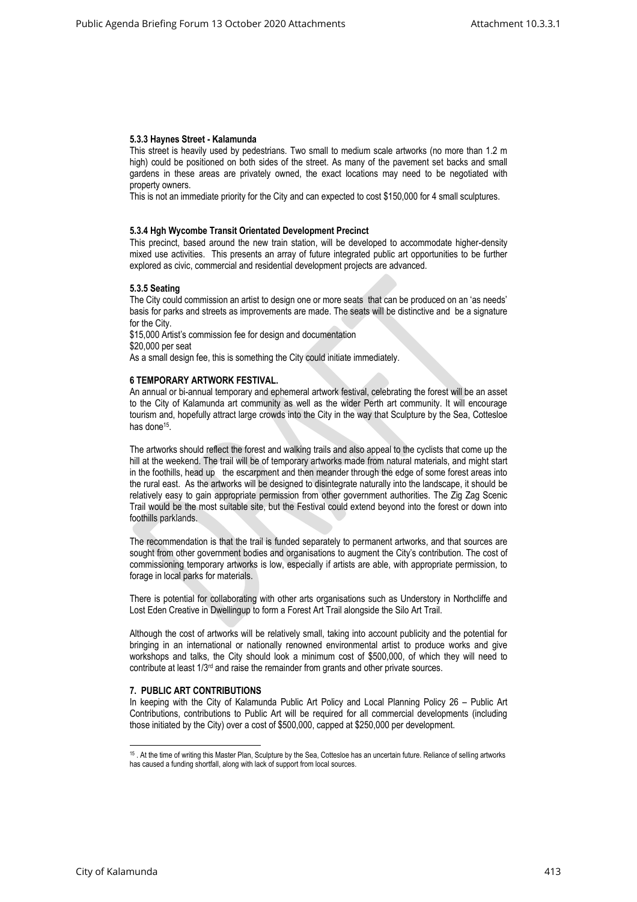#### 5.3.3 Haynes Street - Kalamunda

This street is heavily used by pedestrians. Two small to medium scale artworks (no more than 1.2 m high) could be positioned on both sides of the street. As many of the pavement set backs and small gardens in these areas are privately owned, the exact locations may need to be negotiated with property owners.

This is not an immediate priority for the City and can expected to cost $150,000 for 4 small sculptures.

#### 5.3.4 Hgh Wycombe Transit Orientated Development Precinct

This precinct, based around the new train station, will be developed to accommodate higher-density mixed use activities. This presents an array of future integrated public art opportunities to be further explored as civic, commercial and residential development projects are advanced.

#### 5.3.5 Seating

The City could commission an artist to design one or more seats that can be produced on an 'as needs' basis for parks and streets as improvements are made. The seats will be distinctive and be a signature for the City.

$15,000 Artist's commission fee for design and documentation

$20,000 per seat

As a small design fee, this is something the City could initiate immediately.

## 6 TEMPORARY ARTWORK FESTIVAL.

An annual or bi-annual temporary and ephemeral artwork festival, celebrating the forest will be an asset to the City of Kalamunda art community as well as the wider Perth art community. It will encourage tourism and, hopefully attract large crowds into the City in the way that Sculpture by the Sea, Cottesloe has done[15].

The artworks should reflect the forest and walking trails and also appeal to the cyclists that come up the hill at the weekend. The trail will be of temporary artworks made from natural materials, and might start in the foothills, head up the escarpment and then meander through the edge of some forest areas into the rural east. As the artworks will be designed to disintegrate naturally into the landscape, it should be relatively easy to gain appropriate permission from other government authorities. The Zig Zag Scenic Trail would be the most suitable site, but the Festival could extend beyond into the forest or down into foothills parklands.

The recommendation is that the trail is funded separately to permanent artworks, and that sources are sought from other government bodies and organisations to augment the City's contribution. The cost of commissioning temporary artworks is low, especially if artists are able, with appropriate permission, to forage in local parks for materials.

There is potential for collaborating with other arts organisations such as Understory in Northcliffe and Lost Eden Creative in Dwellingup to form a Forest Art Trail alongside the Silo Art Trail.

Although the cost of artworks will be relatively small, taking into account publicity and the potential for bringing in an international or nationally renowned environmental artist to produce works and give workshops and talks, the City should look a minimum cost of $500,000, of which they will need to contribute at least 1/3rd and raise the remainder from grants and other private sources.

## 7. PUBLIC ART CONTRIBUTIONS

In keeping with the City of Kalamunda Public Art Policy and Local Planning Policy 26 – Public Art Contributions, contributions to Public Art will be required for all commercial developments (including those initiated by the City) over a cost of $500,000, capped at $250,000 per development.

---

[15] . At the time of writing this Master Plan, Sculpture by the Sea, Cottesloe has an uncertain future. Reliance of selling artworks has caused a funding shortfall, along with lack of support from local sources.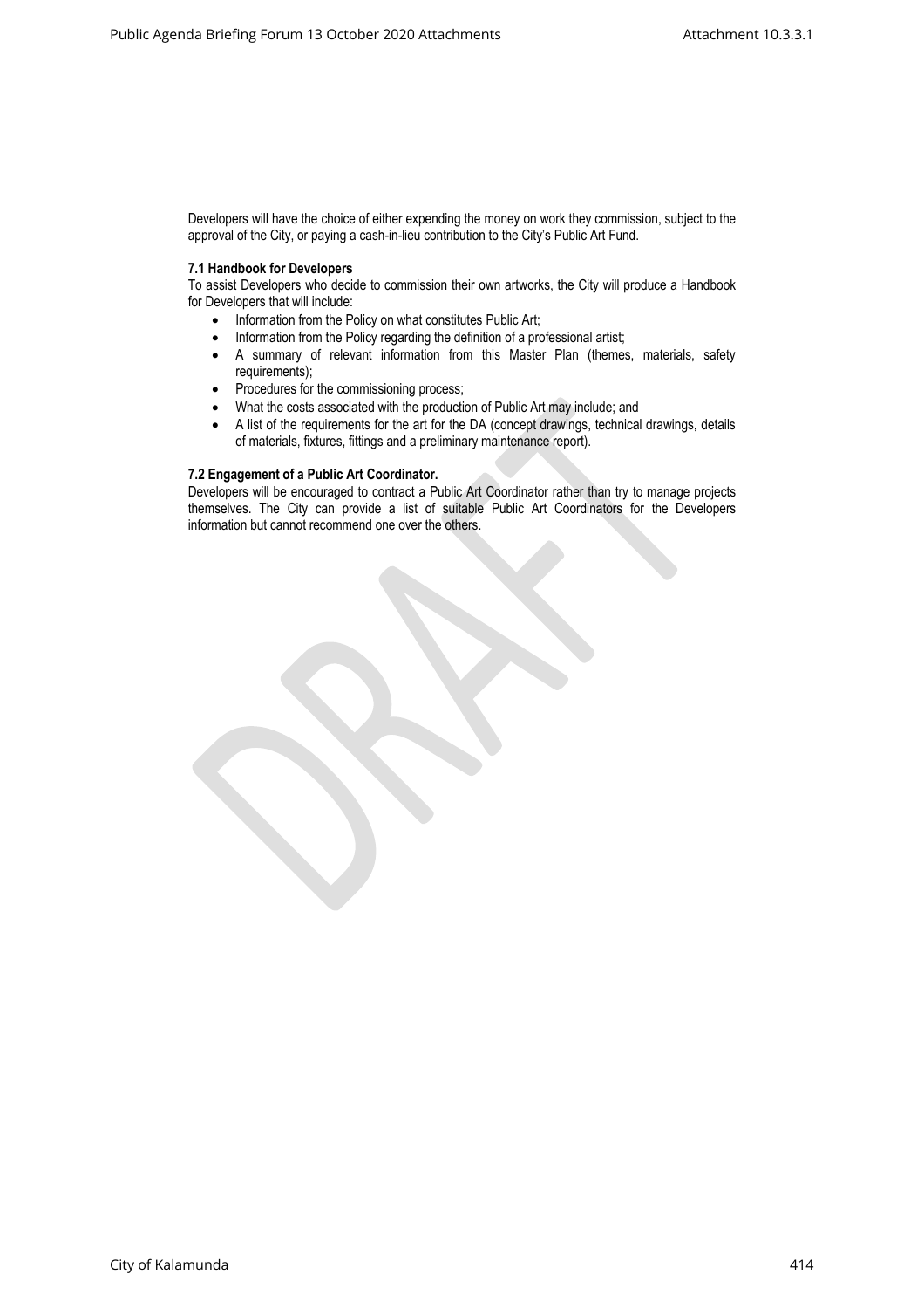Developers will have the choice of either expending the money on work they commission, subject to the approval of the City, or paying a cash-in-lieu contribution to the City's Public Art Fund.

**7.1 Handbook for Developers**

To assist Developers who decide to commission their own artworks, the City will produce a Handbook for Developers that will include:

- Information from the Policy on what constitutes Public Art;
- Information from the Policy regarding the definition of a professional artist;
- A summary of relevant information from this Master Plan (themes, materials, safety requirements);
- Procedures for the commissioning process;
- What the costs associated with the production of Public Art may include; and
- A list of the requirements for the art for the DA (concept drawings, technical drawings, details of materials, fixtures, fittings and a preliminary maintenance report).

**7.2 Engagement of a Public Art Coordinator.**

Developers will be encouraged to contract a Public Art Coordinator rather than try to manage projects themselves. The City can provide a list of suitable Public Art Coordinators for the Developers information but cannot recommend one over the others.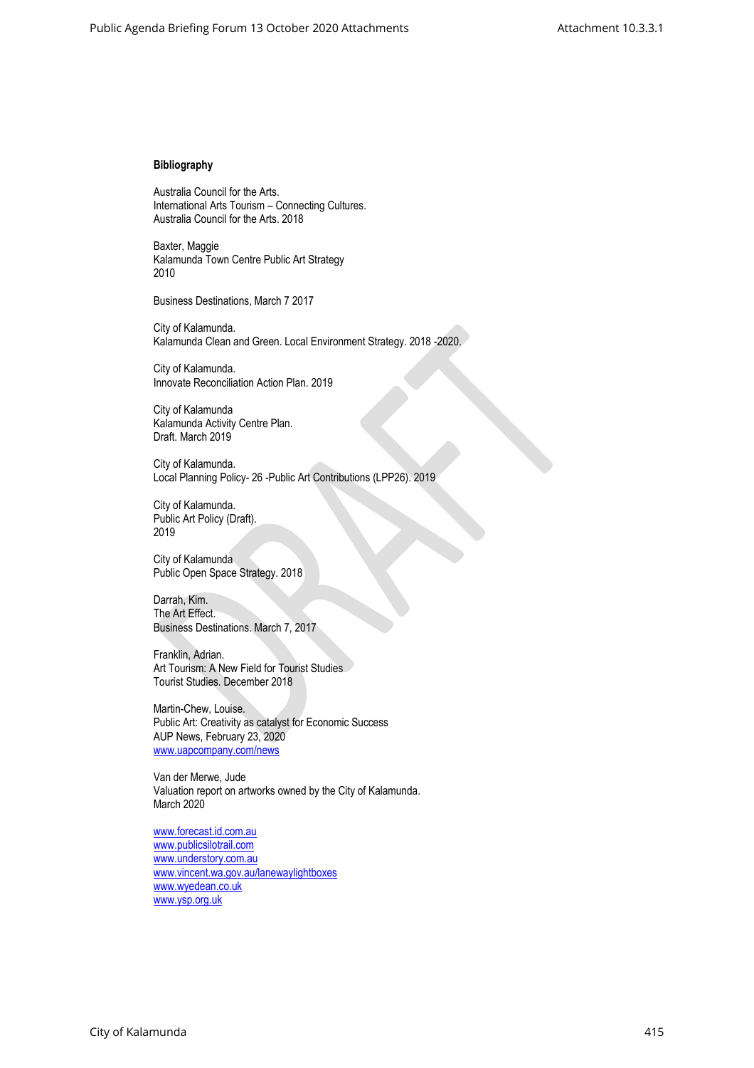**Bibliography**

Australia Council for the Arts.
International Arts Tourism – Connecting Cultures.
Australia Council for the Arts. 2018

Baxter, Maggie
Kalamunda Town Centre Public Art Strategy
2010

Business Destinations, March 7 2017

City of Kalamunda.
Kalamunda Clean and Green. Local Environment Strategy. 2018 -2020.

City of Kalamunda.
Innovate Reconciliation Action Plan. 2019

City of Kalamunda
Kalamunda Activity Centre Plan.
Draft. March 2019

City of Kalamunda.
Local Planning Policy- 26 -Public Art Contributions (LPP26). 2019

City of Kalamunda.
Public Art Policy (Draft).
2019

City of Kalamunda
Public Open Space Strategy. 2018

Darrah, Kim.
The Art Effect.
Business Destinations. March 7, 2017

Franklin, Adrian.
Art Tourism: A New Field for Tourist Studies
Tourist Studies. December 2018

Martin-Chew, Louise.
Public Art: Creativity as catalyst for Economic Success
AUP News, February 23, 2020
www.uapcompany.com/news

Van der Merwe, Jude
Valuation report on artworks owned by the City of Kalamunda.
March 2020

www.forecast.id.com.au
www.publicsilotrail.com
www.understory.com.au
www.vincent.wa.gov.au/lanewaylightboxes
www.wyedean.co.uk
www.ysp.org.uk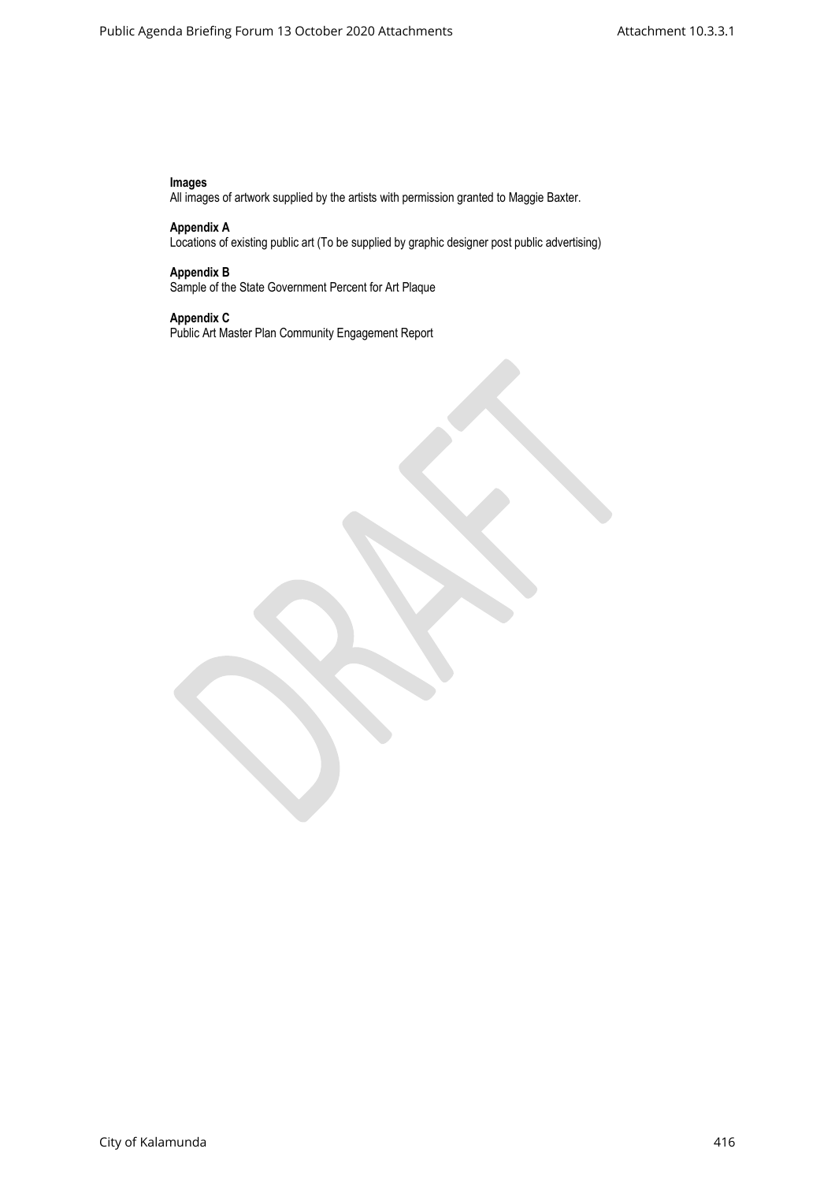**Images**
All images of artwork supplied by the artists with permission granted to Maggie Baxter.

**Appendix A**
Locations of existing public art (To be supplied by graphic designer post public advertising)

**Appendix B**
Sample of the State Government Percent for Art Plaque

**Appendix C**
Public Art Master Plan Community Engagement Report